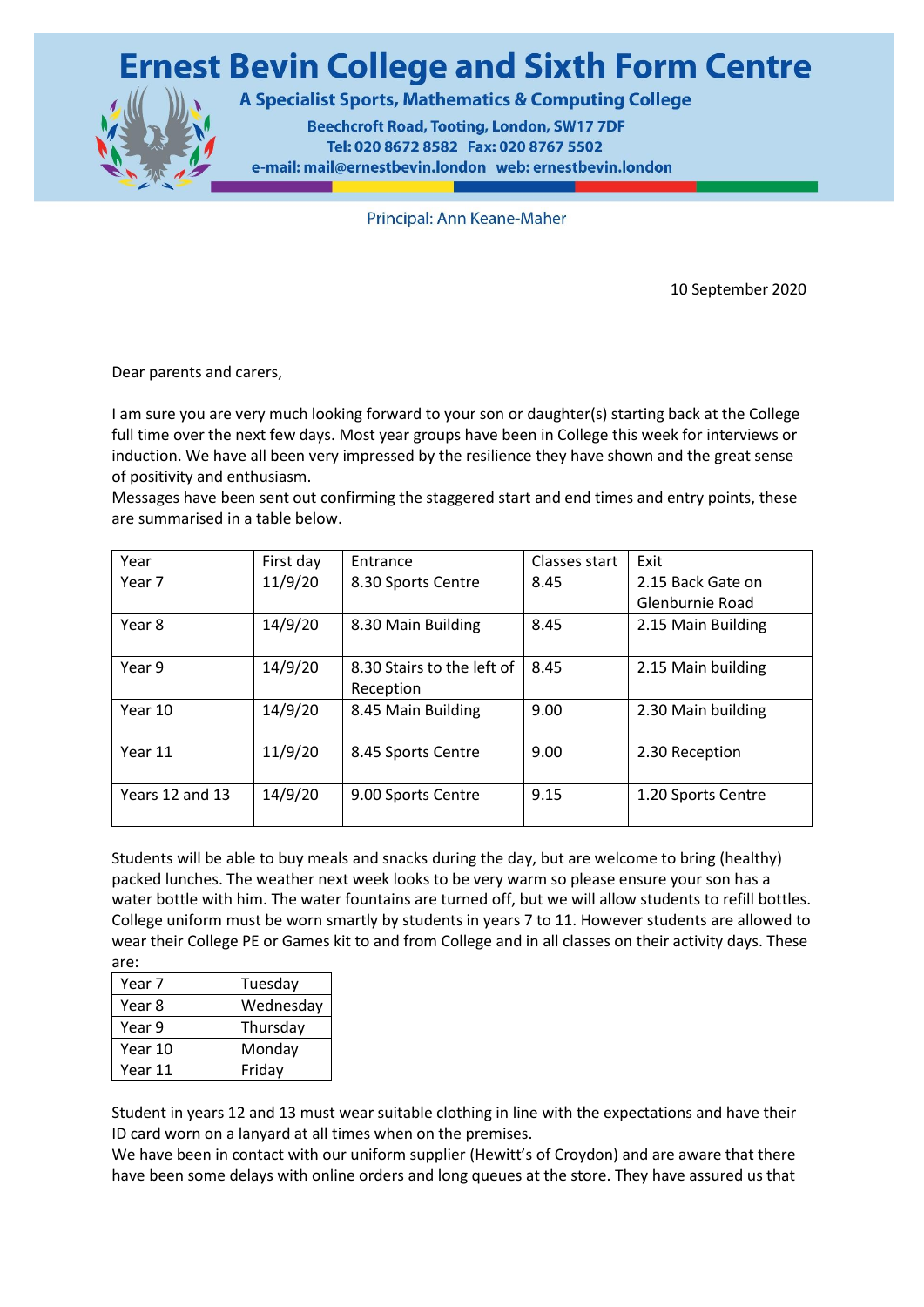# Ernest Bevin College and Sixth Form Centre

**A Specialist Sports, Mathematics & Computing College**

**Beechcroft Road, Tooting, London, SW17 7DF**
**Tel: 020 8672 8582 Fax: 020 8767 5502**
**e-mail: mail@ernestbevin.london web: ernestbevin.london**

Principal: Ann Keane-Maher

10 September 2020

Dear parents and carers,

I am sure you are very much looking forward to your son or daughter(s) starting back at the College full time over the next few days. Most year groups have been in College this week for interviews or induction. We have all been very impressed by the resilience they have shown and the great sense of positivity and enthusiasm.
Messages have been sent out confirming the staggered start and end times and entry points, these are summarised in a table below.

| Year | First day | Entrance | Classes start | Exit |
|---|---|---|---|---|
| Year 7 | 11/9/20 | 8.30 Sports Centre | 8.45 | 2.15 Back Gate on Glenburnie Road |
| Year 8 | 14/9/20 | 8.30 Main Building | 8.45 | 2.15 Main Building |
| Year 9 | 14/9/20 | 8.30 Stairs to the left of Reception | 8.45 | 2.15 Main building |
| Year 10 | 14/9/20 | 8.45 Main Building | 9.00 | 2.30 Main building |
| Year 11 | 11/9/20 | 8.45 Sports Centre | 9.00 | 2.30 Reception |
| Years 12 and 13 | 14/9/20 | 9.00 Sports Centre | 9.15 | 1.20 Sports Centre |

Students will be able to buy meals and snacks during the day, but are welcome to bring (healthy) packed lunches. The weather next week looks to be very warm so please ensure your son has a water bottle with him. The water fountains are turned off, but we will allow students to refill bottles. College uniform must be worn smartly by students in years 7 to 11. However students are allowed to wear their College PE or Games kit to and from College and in all classes on their activity days. These are:

| | |
|---|---|
| Year 7 | Tuesday |
| Year 8 | Wednesday |
| Year 9 | Thursday |
| Year 10 | Monday |
| Year 11 | Friday |

Student in years 12 and 13 must wear suitable clothing in line with the expectations and have their ID card worn on a lanyard at all times when on the premises.
We have been in contact with our uniform supplier (Hewitt's of Croydon) and are aware that there have been some delays with online orders and long queues at the store. They have assured us that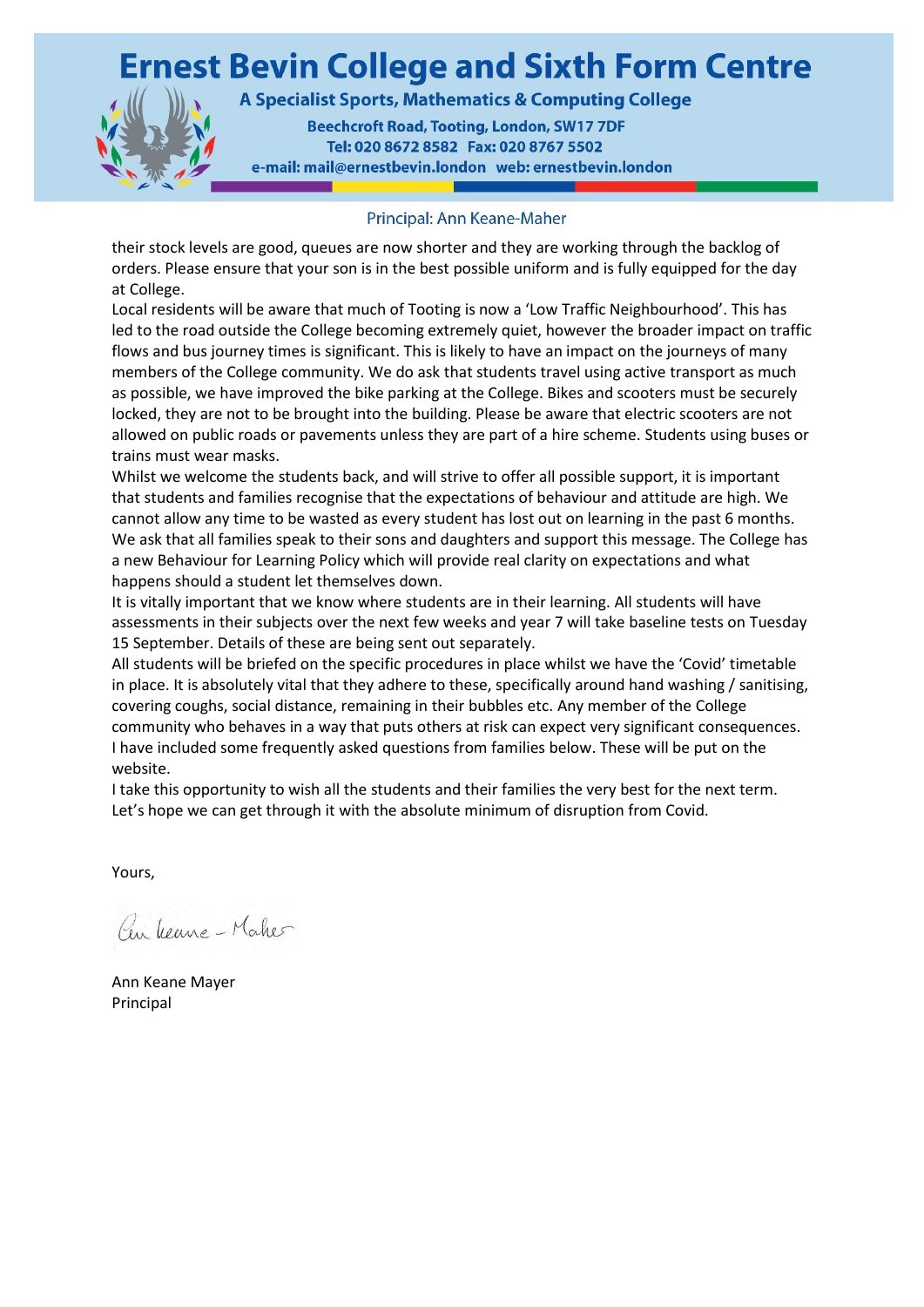their stock levels are good, queues are now shorter and they are working through the backlog of orders. Please ensure that your son is in the best possible uniform and is fully equipped for the day at College.

Local residents will be aware that much of Tooting is now a 'Low Traffic Neighbourhood'. This has led to the road outside the College becoming extremely quiet, however the broader impact on traffic flows and bus journey times is significant. This is likely to have an impact on the journeys of many members of the College community. We do ask that students travel using active transport as much as possible, we have improved the bike parking at the College. Bikes and scooters must be securely locked, they are not to be brought into the building. Please be aware that electric scooters are not allowed on public roads or pavements unless they are part of a hire scheme. Students using buses or trains must wear masks.

Whilst we welcome the students back, and will strive to offer all possible support, it is important that students and families recognise that the expectations of behaviour and attitude are high. We cannot allow any time to be wasted as every student has lost out on learning in the past 6 months. We ask that all families speak to their sons and daughters and support this message. The College has a new Behaviour for Learning Policy which will provide real clarity on expectations and what happens should a student let themselves down.

It is vitally important that we know where students are in their learning. All students will have assessments in their subjects over the next few weeks and year 7 will take baseline tests on Tuesday 15 September. Details of these are being sent out separately.

All students will be briefed on the specific procedures in place whilst we have the 'Covid' timetable in place. It is absolutely vital that they adhere to these, specifically around hand washing / sanitising, covering coughs, social distance, remaining in their bubbles etc. Any member of the College community who behaves in a way that puts others at risk can expect very significant consequences.

I have included some frequently asked questions from families below. These will be put on the website.

I take this opportunity to wish all the students and their families the very best for the next term. Let's hope we can get through it with the absolute minimum of disruption from Covid.

Yours,

Ann Keane Mayer
Principal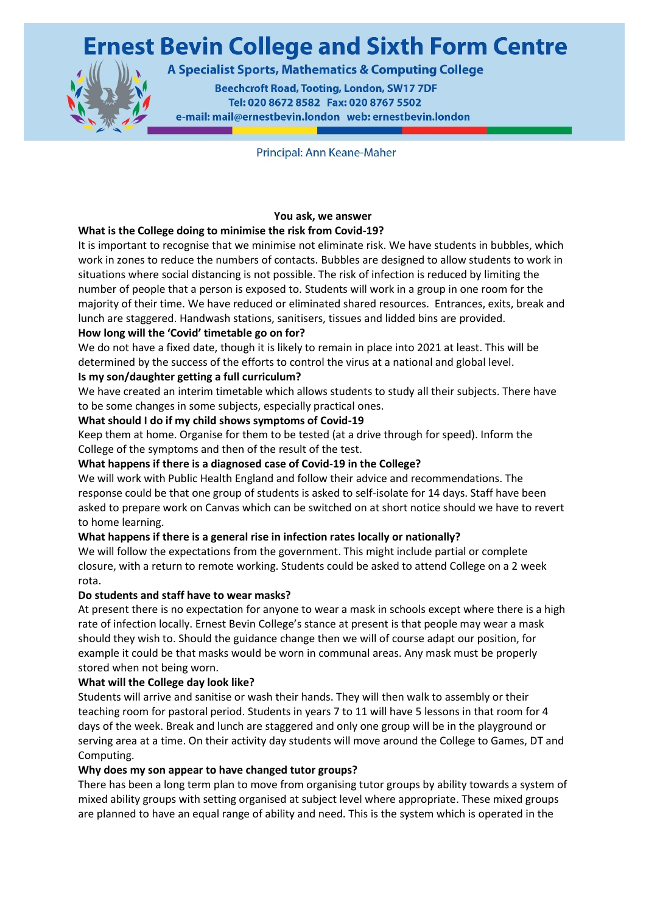# Ernest Bevin College and Sixth Form Centre

**A Specialist Sports, Mathematics & Computing College**

**Beechcroft Road, Tooting, London, SW17 7DF**
**Tel: 020 8672 8582 Fax: 020 8767 5502**
**e-mail: mail@ernestbevin.london web: ernestbevin.london**

Principal: Ann Keane-Maher

**You ask, we answer**

**What is the College doing to minimise the risk from Covid-19?**

It is important to recognise that we minimise not eliminate risk. We have students in bubbles, which work in zones to reduce the numbers of contacts. Bubbles are designed to allow students to work in situations where social distancing is not possible. The risk of infection is reduced by limiting the number of people that a person is exposed to. Students will work in a group in one room for the majority of their time. We have reduced or eliminated shared resources. Entrances, exits, break and lunch are staggered. Handwash stations, sanitisers, tissues and lidded bins are provided.

**How long will the 'Covid' timetable go on for?**

We do not have a fixed date, though it is likely to remain in place into 2021 at least. This will be determined by the success of the efforts to control the virus at a national and global level.

**Is my son/daughter getting a full curriculum?**

We have created an interim timetable which allows students to study all their subjects. There have to be some changes in some subjects, especially practical ones.

**What should I do if my child shows symptoms of Covid-19**

Keep them at home. Organise for them to be tested (at a drive through for speed). Inform the College of the symptoms and then of the result of the test.

**What happens if there is a diagnosed case of Covid-19 in the College?**

We will work with Public Health England and follow their advice and recommendations. The response could be that one group of students is asked to self-isolate for 14 days. Staff have been asked to prepare work on Canvas which can be switched on at short notice should we have to revert to home learning.

**What happens if there is a general rise in infection rates locally or nationally?**

We will follow the expectations from the government. This might include partial or complete closure, with a return to remote working. Students could be asked to attend College on a 2 week rota.

**Do students and staff have to wear masks?**

At present there is no expectation for anyone to wear a mask in schools except where there is a high rate of infection locally. Ernest Bevin College's stance at present is that people may wear a mask should they wish to. Should the guidance change then we will of course adapt our position, for example it could be that masks would be worn in communal areas. Any mask must be properly stored when not being worn.

**What will the College day look like?**

Students will arrive and sanitise or wash their hands. They will then walk to assembly or their teaching room for pastoral period. Students in years 7 to 11 will have 5 lessons in that room for 4 days of the week. Break and lunch are staggered and only one group will be in the playground or serving area at a time. On their activity day students will move around the College to Games, DT and Computing.

**Why does my son appear to have changed tutor groups?**

There has been a long term plan to move from organising tutor groups by ability towards a system of mixed ability groups with setting organised at subject level where appropriate. These mixed groups are planned to have an equal range of ability and need. This is the system which is operated in the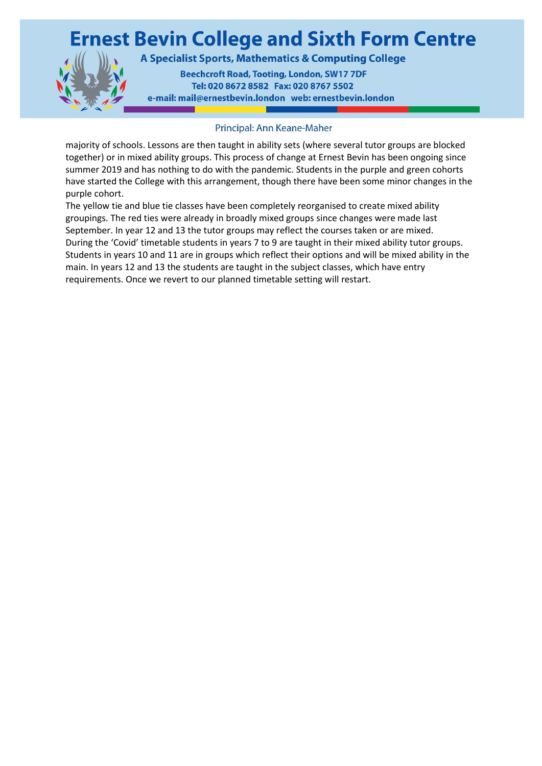majority of schools. Lessons are then taught in ability sets (where several tutor groups are blocked together) or in mixed ability groups. This process of change at Ernest Bevin has been ongoing since summer 2019 and has nothing to do with the pandemic. Students in the purple and green cohorts have started the College with this arrangement, though there have been some minor changes in the purple cohort.

The yellow tie and blue tie classes have been completely reorganised to create mixed ability groupings. The red ties were already in broadly mixed groups since changes were made last September. In year 12 and 13 the tutor groups may reflect the courses taken or are mixed.

During the 'Covid' timetable students in years 7 to 9 are taught in their mixed ability tutor groups. Students in years 10 and 11 are in groups which reflect their options and will be mixed ability in the main. In years 12 and 13 the students are taught in the subject classes, which have entry requirements. Once we revert to our planned timetable setting will restart.